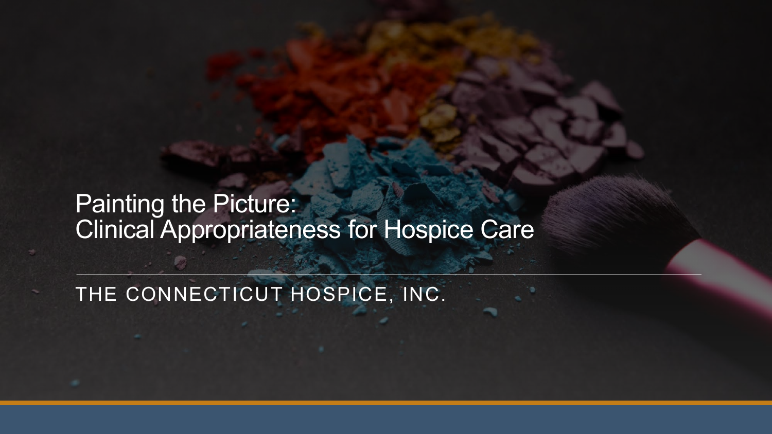# Painting the Picture: Clinical Appropriateness for Hospice Care

THE CONNECTICUT HOSPICE, INC.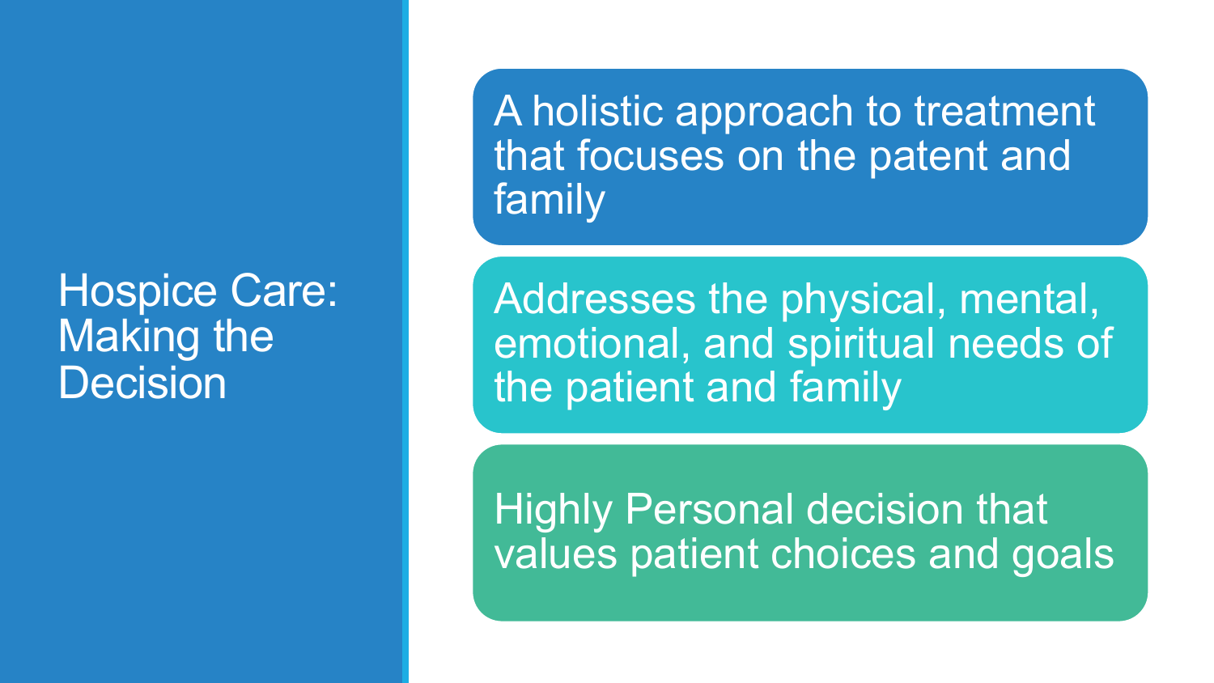# Hospice Care: Making the Decision

- A holistic approach to treatment that focuses on the patent and family
- Addresses the physical, mental, emotional, and spiritual needs of the patient and family
- Highly Personal decision that values patient choices and goals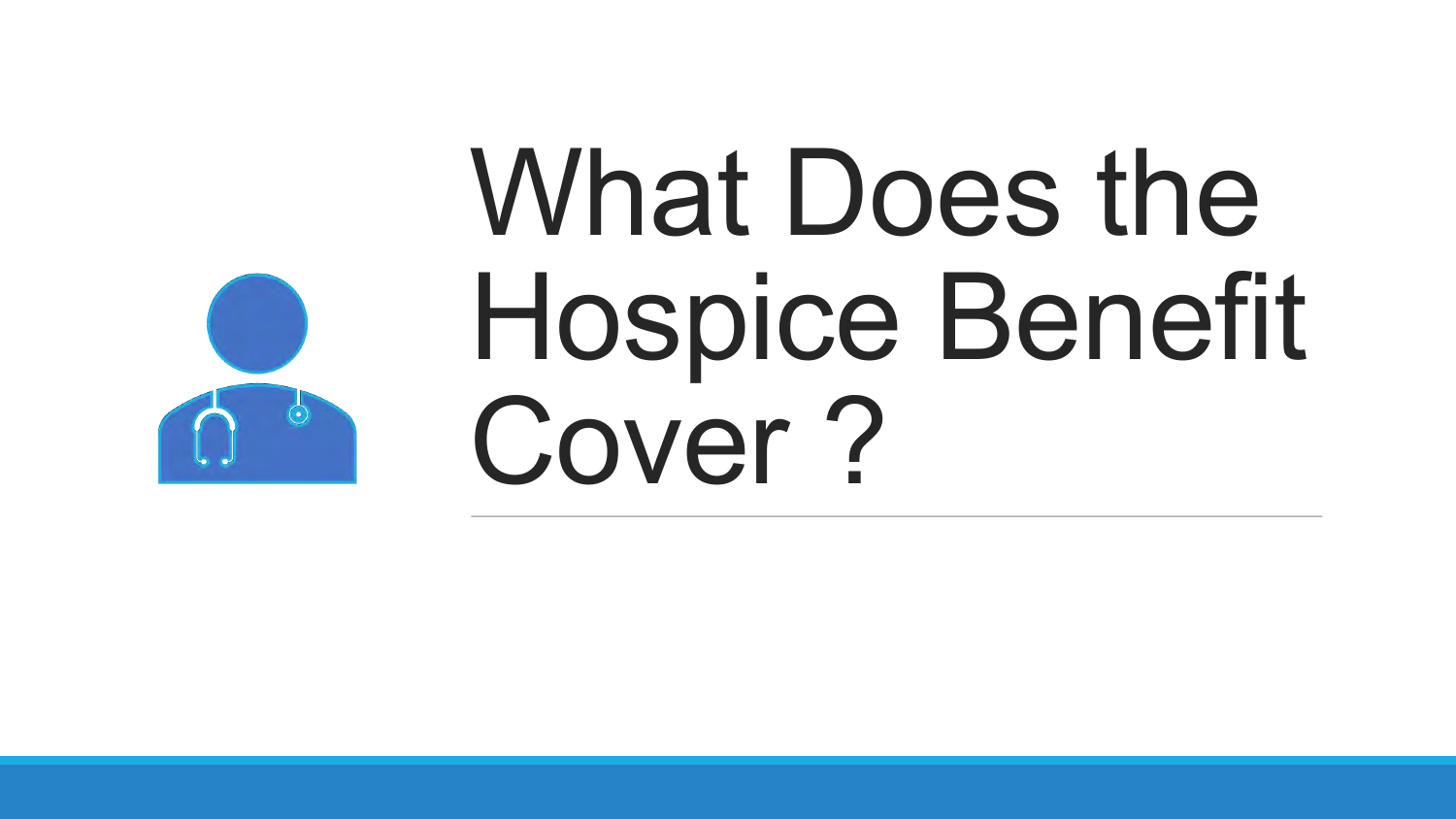# What Does the Hospice Benefit Cover ?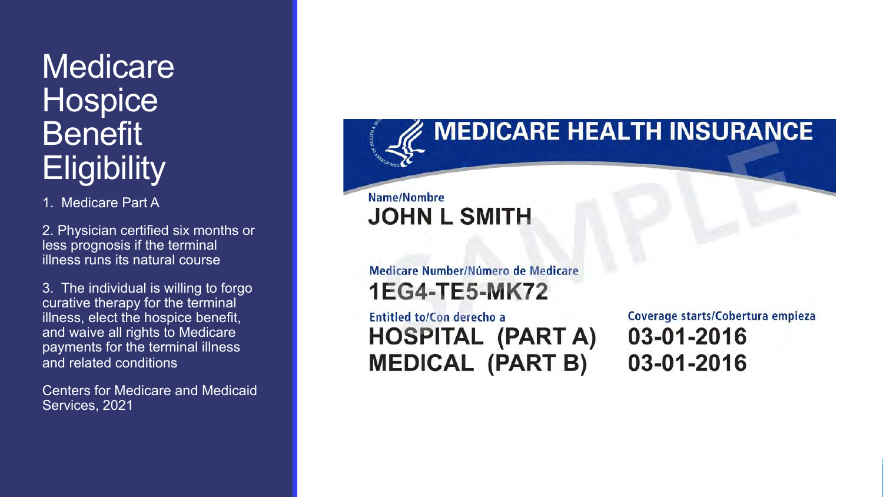# Medicare Hospice Benefit Eligibility

1. Medicare Part A

2. Physician certified six months or less prognosis if the terminal illness runs its natural course

3. The individual is willing to forgo curative therapy for the terminal illness, elect the hospice benefit, and waive all rights to Medicare payments for the terminal illness and related conditions

Centers for Medicare and Medicaid Services, 2021

MEDICARE HEALTH INSURANCE

Name/Nombre
JOHN L SMITH

Medicare Number/Número de Medicare
1EG4-TE5-MK72

| Entitled to/Con derecho a | Coverage starts/Cobertura empieza |
| --- | --- |
| HOSPITAL (PART A) | 03-01-2016 |
| MEDICAL (PART B) | 03-01-2016 |

SAMPLE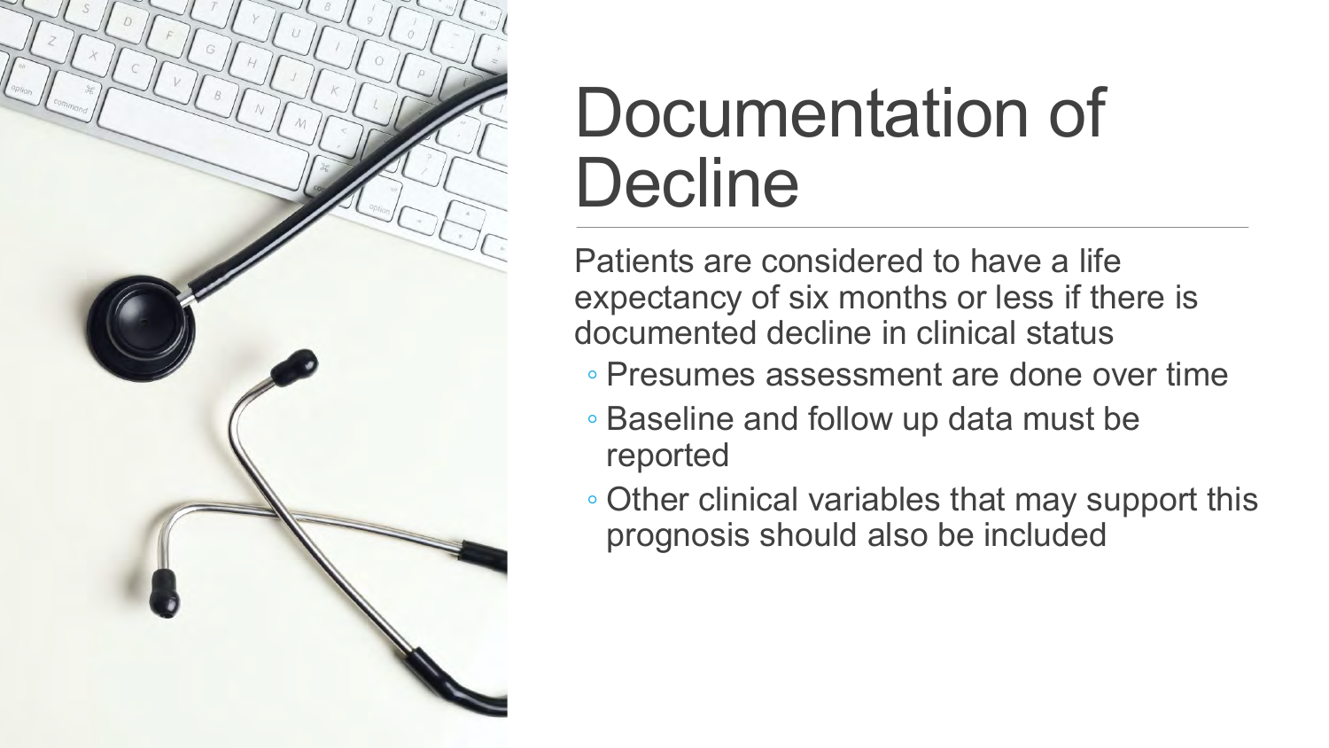# Documentation of Decline

Patients are considered to have a life expectancy of six months or less if there is documented decline in clinical status

- Presumes assessment are done over time
- Baseline and follow up data must be reported
- Other clinical variables that may support this prognosis should also be included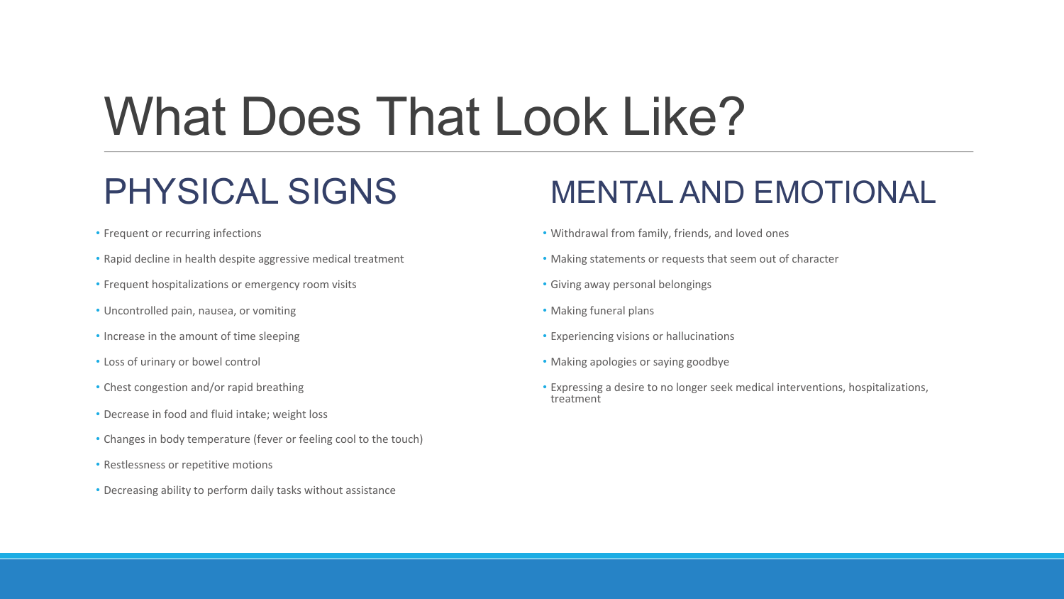# What Does That Look Like?

## PHYSICAL SIGNS

- Frequent or recurring infections
- Rapid decline in health despite aggressive medical treatment
- Frequent hospitalizations or emergency room visits
- Uncontrolled pain, nausea, or vomiting
- Increase in the amount of time sleeping
- Loss of urinary or bowel control
- Chest congestion and/or rapid breathing
- Decrease in food and fluid intake; weight loss
- Changes in body temperature (fever or feeling cool to the touch)
- Restlessness or repetitive motions
- Decreasing ability to perform daily tasks without assistance

## MENTAL AND EMOTIONAL

- Withdrawal from family, friends, and loved ones
- Making statements or requests that seem out of character
- Giving away personal belongings
- Making funeral plans
- Experiencing visions or hallucinations
- Making apologies or saying goodbye
- Expressing a desire to no longer seek medical interventions, hospitalizations, treatment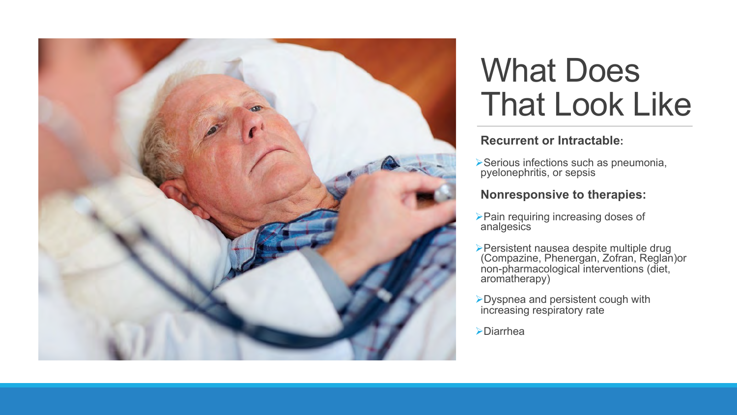# What Does That Look Like

**Recurrent or Intractable:**

- Serious infections such as pneumonia, pyelonephritis, or sepsis

**Nonresponsive to therapies:**

- Pain requiring increasing doses of analgesics
- Persistent nausea despite multiple drug (Compazine, Phenergan, Zofran, Reglan)or non-pharmacological interventions (diet, aromatherapy)
- Dyspnea and persistent cough with increasing respiratory rate
- Diarrhea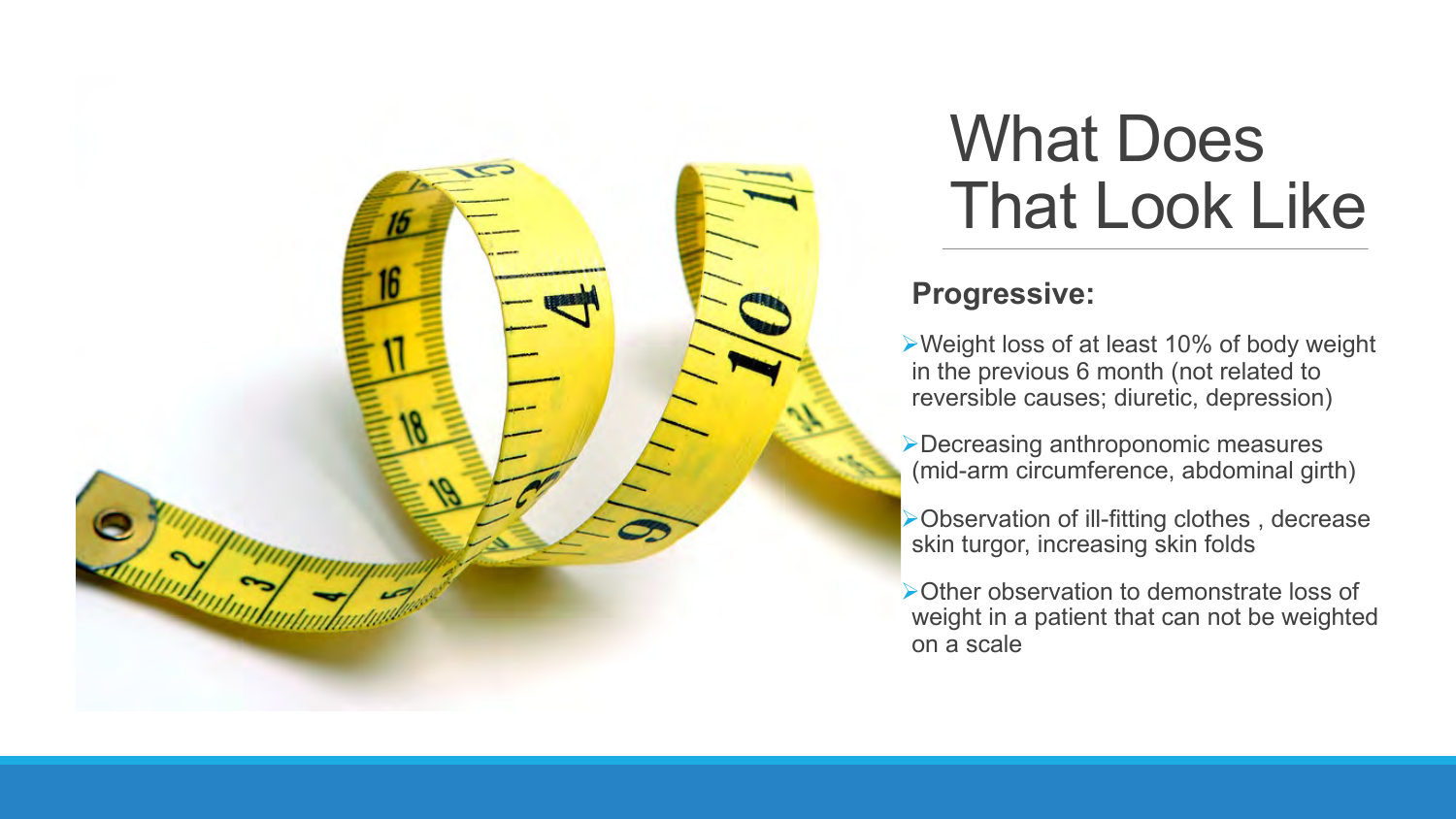# What Does That Look Like

**Progressive:**

- Weight loss of at least 10% of body weight in the previous 6 month (not related to reversible causes; diuretic, depression)
- Decreasing anthroponomic measures (mid-arm circumference, abdominal girth)
- Observation of ill-fitting clothes , decrease skin turgor, increasing skin folds
- Other observation to demonstrate loss of weight in a patient that can not be weighted on a scale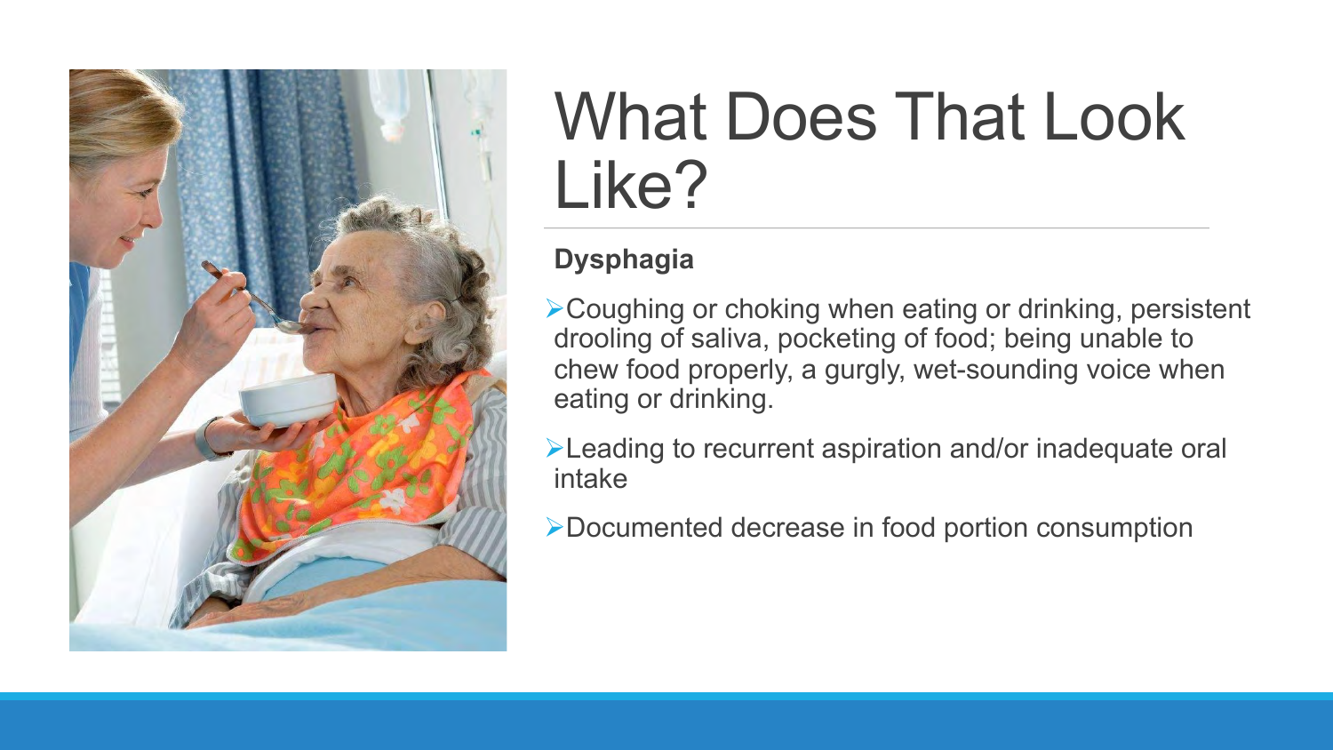# What Does That Look Like?

**Dysphagia**

- Coughing or choking when eating or drinking, persistent drooling of saliva, pocketing of food; being unable to chew food properly, a gurgly, wet-sounding voice when eating or drinking.
- Leading to recurrent aspiration and/or inadequate oral intake
- Documented decrease in food portion consumption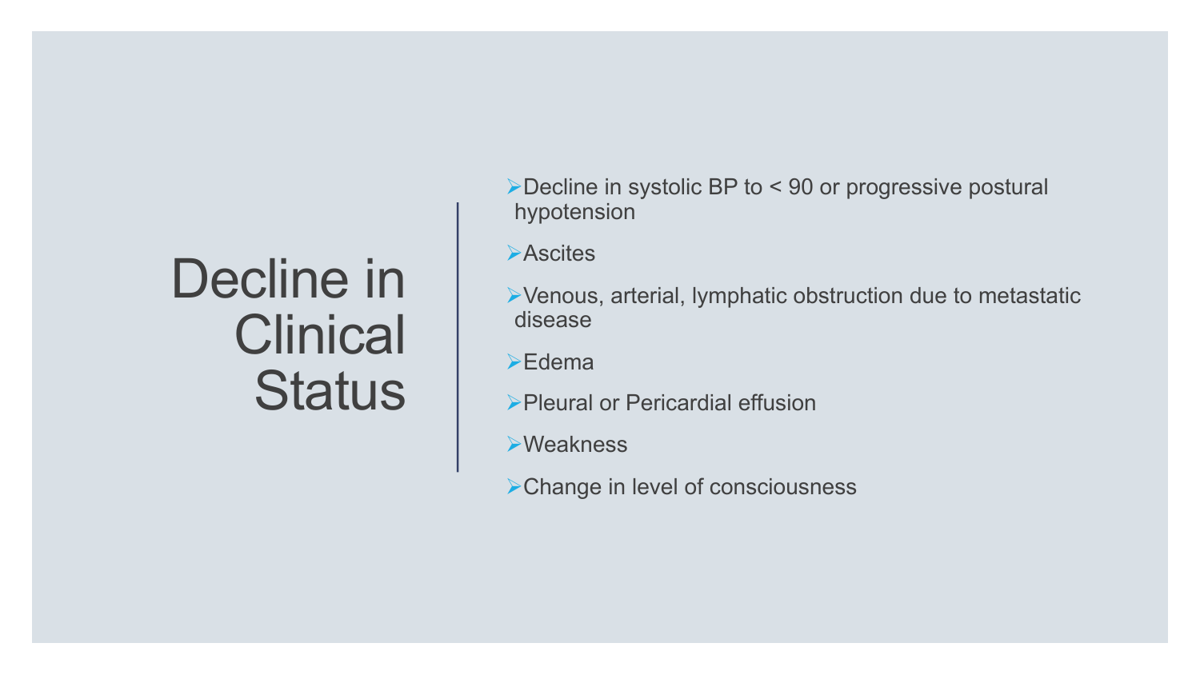# Decline in Clinical Status

- Decline in systolic BP to < 90 or progressive postural hypotension
- Ascites
- Venous, arterial, lymphatic obstruction due to metastatic disease
- Edema
- Pleural or Pericardial effusion
- Weakness
- Change in level of consciousness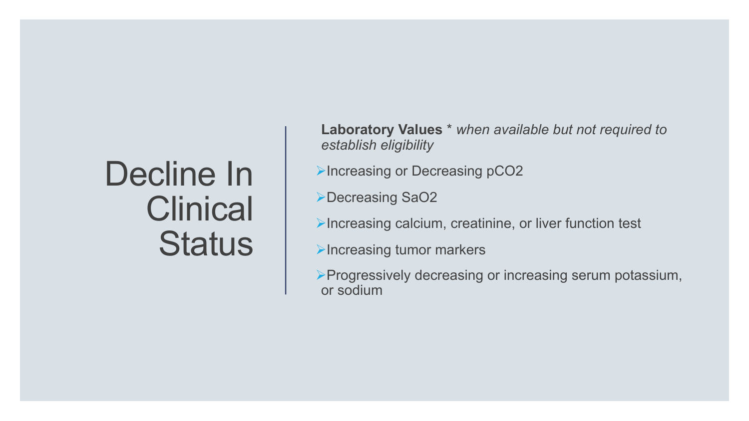# Decline In Clinical Status

**Laboratory Values** * *when available but not required to establish eligibility*

- Increasing or Decreasing $pCO_2$
- Decreasing $SaO_2$
- Increasing calcium, creatinine, or liver function test
- Increasing tumor markers
- Progressively decreasing or increasing serum potassium, or sodium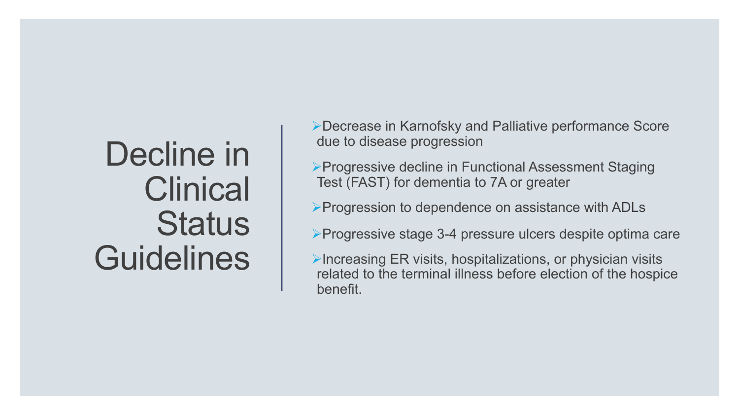# Decline in Clinical Status Guidelines

- Decrease in Karnofsky and Palliative performance Score due to disease progression
- Progressive decline in Functional Assessment Staging Test (FAST) for dementia to 7A or greater
- Progression to dependence on assistance with ADLs
- Progressive stage 3-4 pressure ulcers despite optima care
- Increasing ER visits, hospitalizations, or physician visits related to the terminal illness before election of the hospice benefit.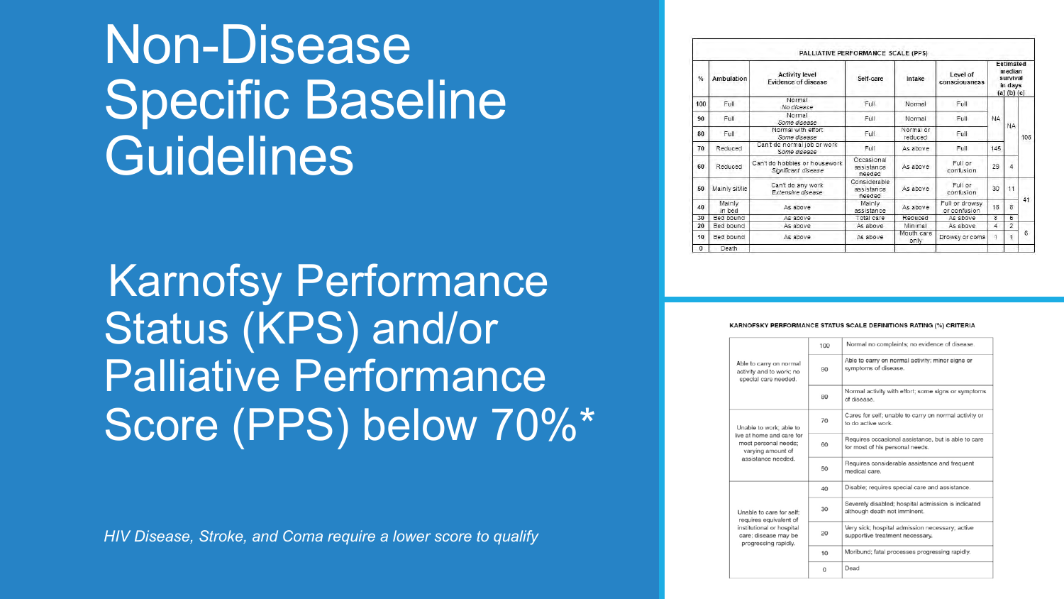# Non-Disease Specific Baseline Guidelines

## Karnofsy Performance Status (KPS) and/or Palliative Performance Score (PPS) below 70%*

*HIV Disease, Stroke, and Coma require a lower score to qualify*

**PALLIATIVE PERFORMANCE SCALE (PPS)**

| % | Ambulation | Activity level Evidence of disease | Self-care | Intake | Level of consciousness | Estimated median survival in days (a) | (b) | (c) |
|---|---|---|---|---|---|---|---|---|
| 100 | Full | Normal *No disease* | Full | Normal | Full | NA | NA | 108 |
| 90 | Full | Normal *Some disease* | Full | Normal | Full | | | |
| 80 | Full | Normal with effort *Some disease* | Full | Normal or reduced | Full | | | |
| 70 | Reduced | Can't do normal job or work *Some disease* | Full | As above | Full | 145 | | |
| 60 | Reduced | Can't do hobbies or housework *Significant disease* | Occasional assistance needed | As above | Full or confusion | 29 | 4 | |
| 50 | Mainly sit/lie | Can't do any work *Extensive disease* | Considerable assistance needed | As above | Full or confusion | 30 | 11 | 41 |
| 40 | Mainly in bed | As above | Mainly assistance | As above | Full or drowsy or confusion | 18 | 8 | |
| 30 | Bed bound | As above | Total care | Reduced | As above | 8 | 5 | |
| 20 | Bed bound | As above | As above | Minimal | As above | 4 | 2 | 6 |
| 10 | Bed bound | As above | As above | Mouth care only | Drowsy or coma | 1 | 1 | |
| 0 | Death | | | | | | | |

**KARNOFSKY PERFORMANCE STATUS SCALE DEFINITIONS RATING (%) CRITERIA**

| | | |
|---|---|---|
| Able to carry on normal activity and to work; no special care needed. | 100 | Normal no complaints; no evidence of disease. |
| | 90 | Able to carry on normal activity; minor signs or symptoms of disease. |
| | 80 | Normal activity with effort; some signs or symptoms of disease. |
| Unable to work; able to live at home and care for most personal needs; varying amount of assistance needed. | 70 | Cares for self; unable to carry on normal activity or to do active work. |
| | 60 | Requires occasional assistance, but is able to care for most of his personal needs. |
| | 50 | Requires considerable assistance and frequent medical care. |
| Unable to care for self; requires equivalent of institutional or hospital care; disease may be progressing rapidly. | 40 | Disable; requires special care and assistance. |
| | 30 | Severely disabled; hospital admission is indicated although death not imminent. |
| | 20 | Very sick; hospital admission necessary; active supportive treatment necessary. |
| | 10 | Moribund; fatal processes progressing rapidly. |
| | 0 | Dead |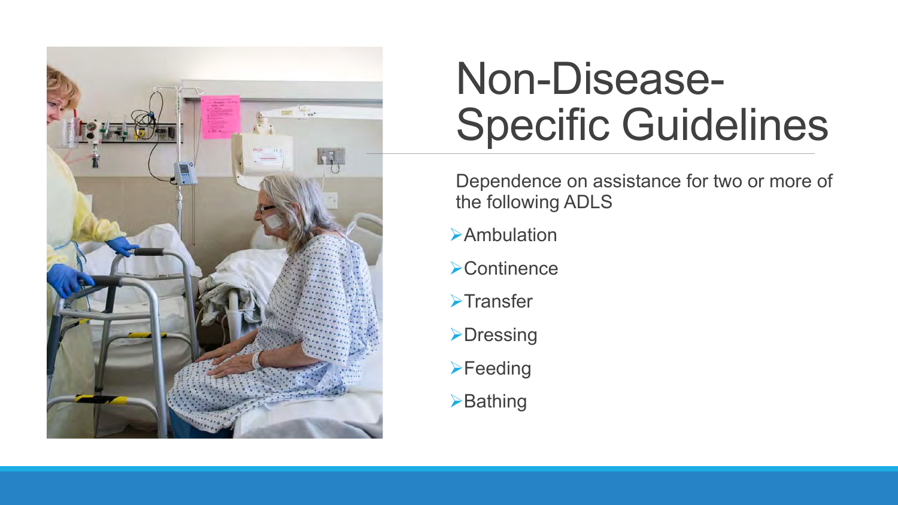# Non-Disease-Specific Guidelines

Dependence on assistance for two or more of the following ADLS

- Ambulation
- Continence
- Transfer
- Dressing
- Feeding
- Bathing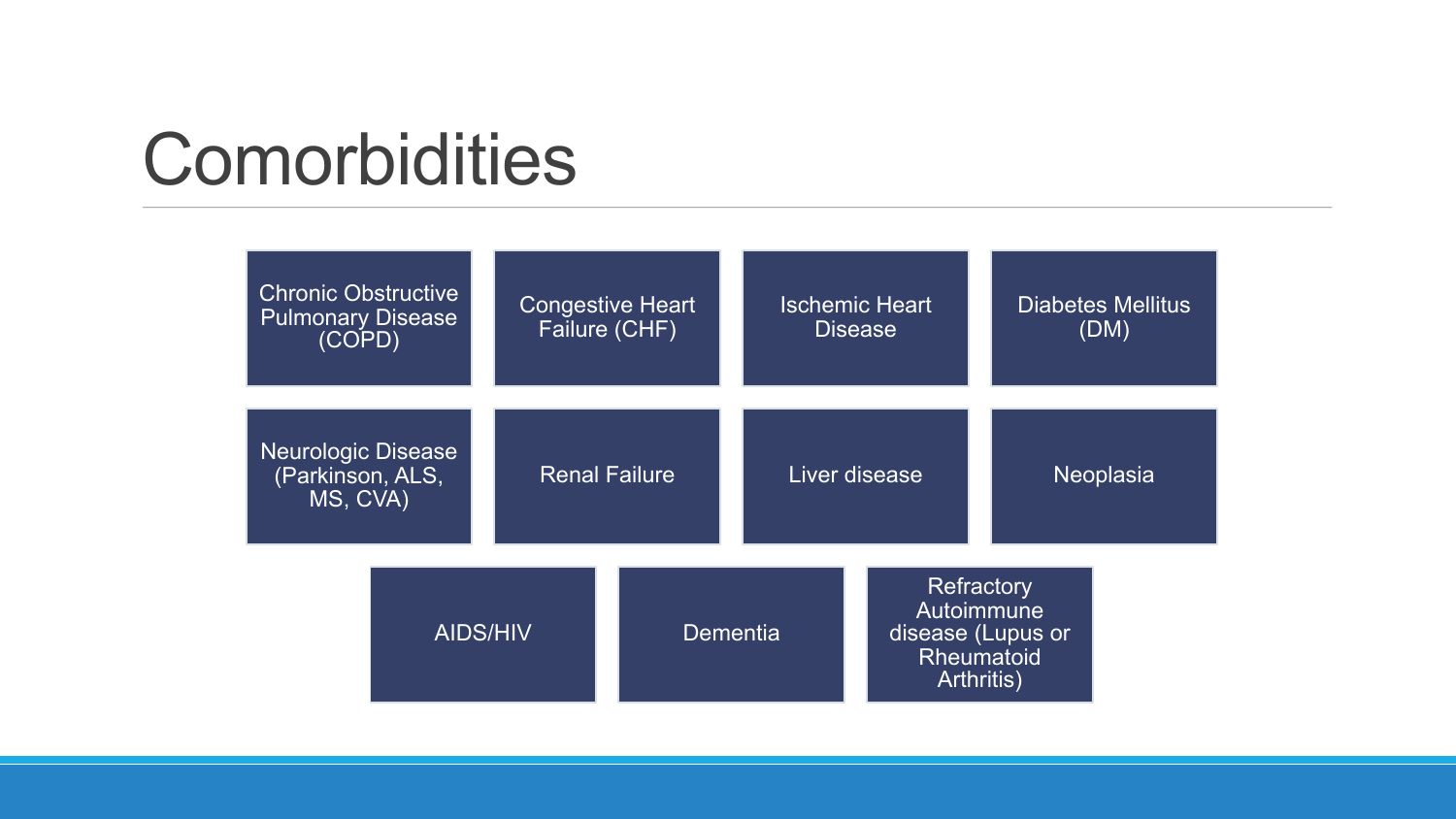# Comorbidities

- Chronic Obstructive Pulmonary Disease (COPD)
- Congestive Heart Failure (CHF)
- Ischemic Heart Disease
- Diabetes Mellitus (DM)
- Neurologic Disease (Parkinson, ALS, MS, CVA)
- Renal Failure
- Liver disease
- Neoplasia
- AIDS/HIV
- Dementia
- Refractory Autoimmune disease (Lupus or Rheumatoid Arthritis)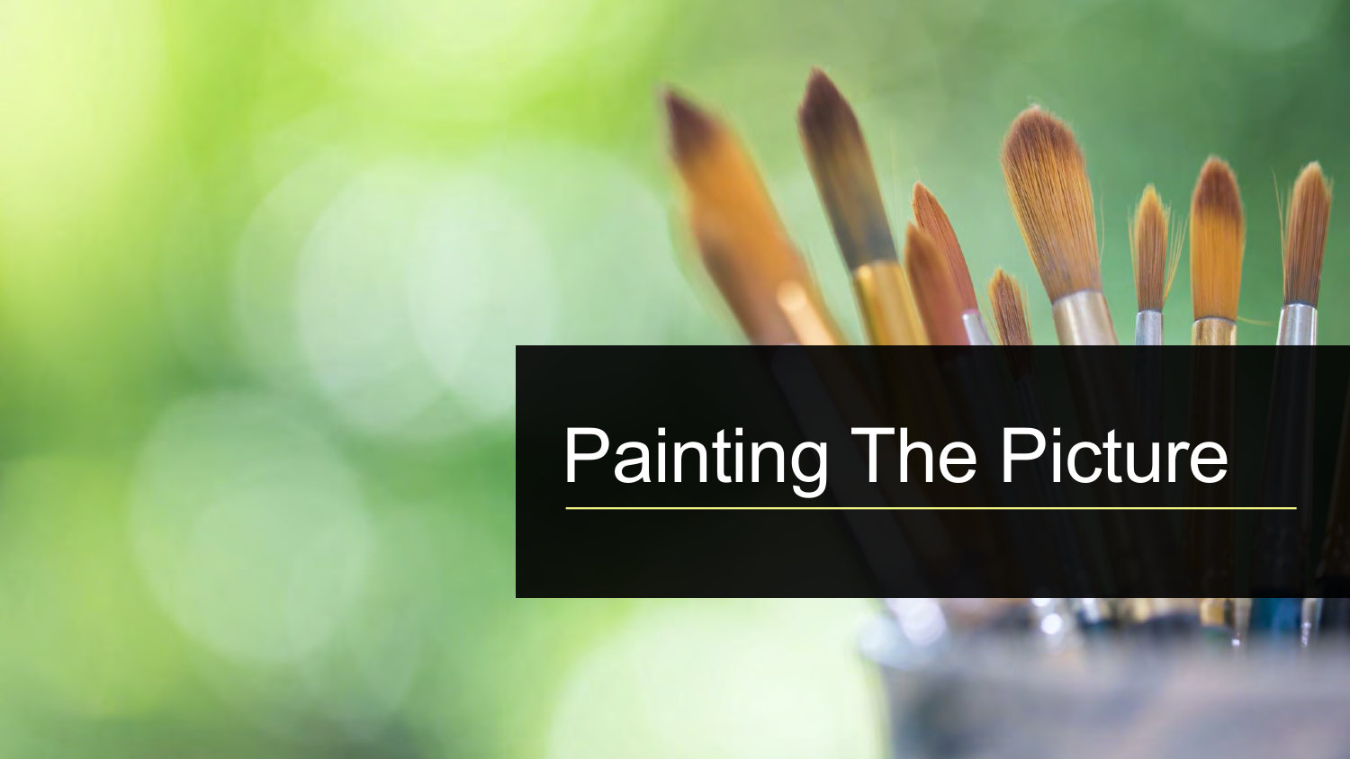# Painting The Picture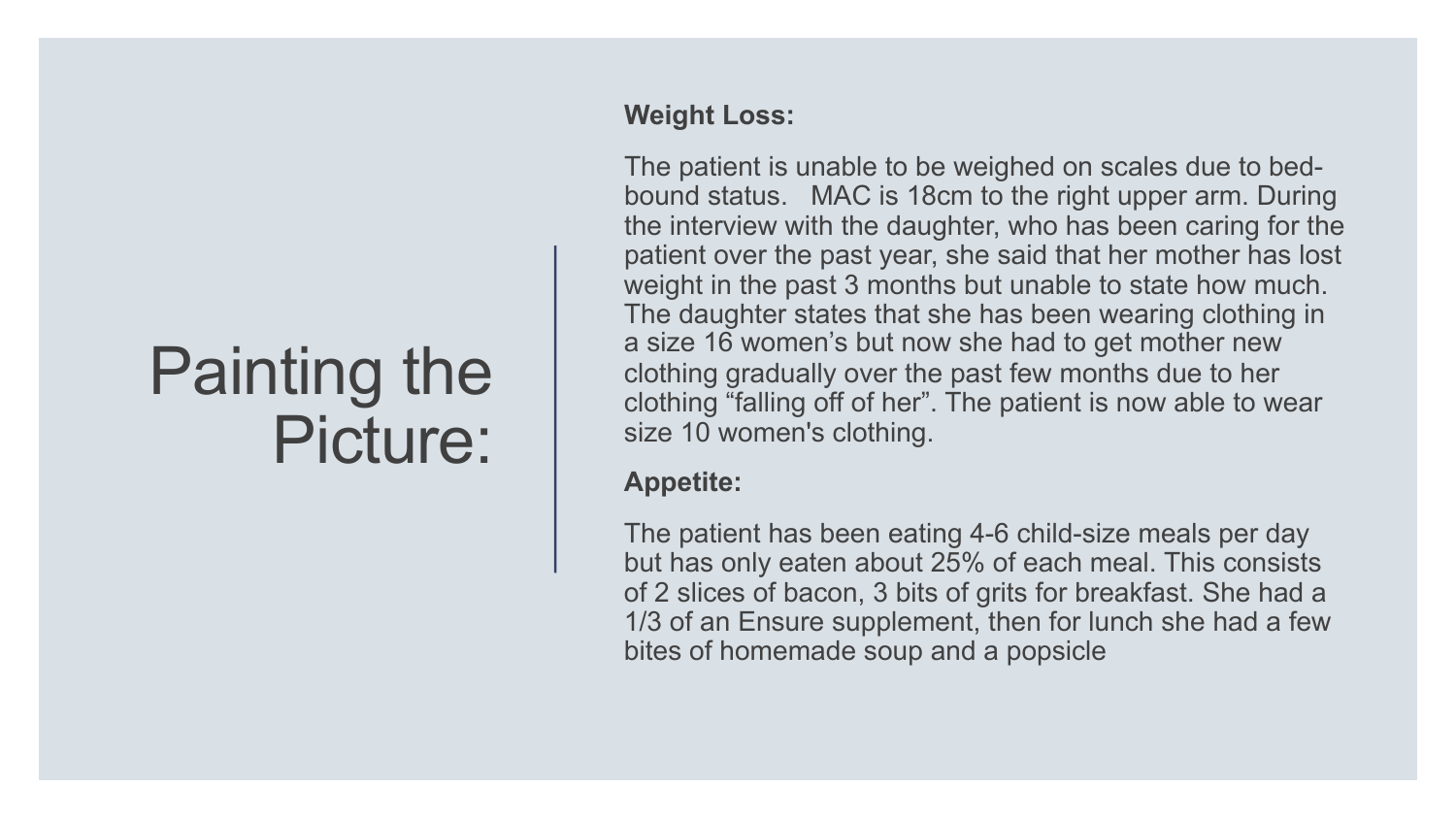# Painting the Picture:

**Weight Loss:**

The patient is unable to be weighed on scales due to bed-bound status.   MAC is 18cm to the right upper arm. During the interview with the daughter, who has been caring for the patient over the past year, she said that her mother has lost weight in the past 3 months but unable to state how much. The daughter states that she has been wearing clothing in a size 16 women's but now she had to get mother new clothing gradually over the past few months due to her clothing "falling off of her". The patient is now able to wear size 10 women's clothing.

**Appetite:**

The patient has been eating 4-6 child-size meals per day but has only eaten about 25% of each meal. This consists of 2 slices of bacon, 3 bits of grits for breakfast. She had a 1/3 of an Ensure supplement, then for lunch she had a few bites of homemade soup and a popsicle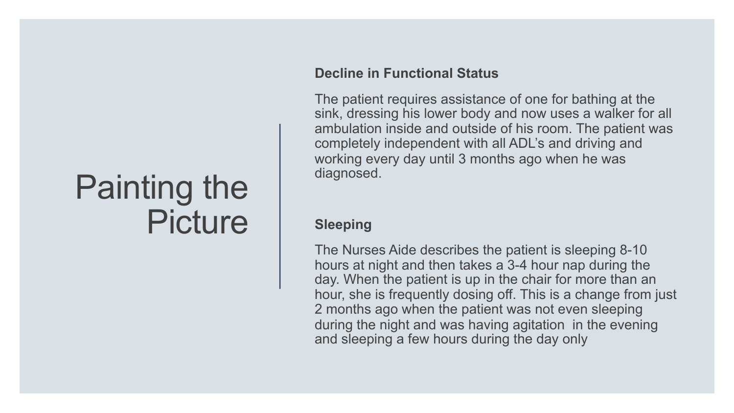# Painting the Picture

**Decline in Functional Status**

The patient requires assistance of one for bathing at the sink, dressing his lower body and now uses a walker for all ambulation inside and outside of his room. The patient was completely independent with all ADL's and driving and working every day until 3 months ago when he was diagnosed.

**Sleeping**

The Nurses Aide describes the patient is sleeping 8-10 hours at night and then takes a 3-4 hour nap during the day. When the patient is up in the chair for more than an hour, she is frequently dosing off. This is a change from just 2 months ago when the patient was not even sleeping during the night and was having agitation in the evening and sleeping a few hours during the day only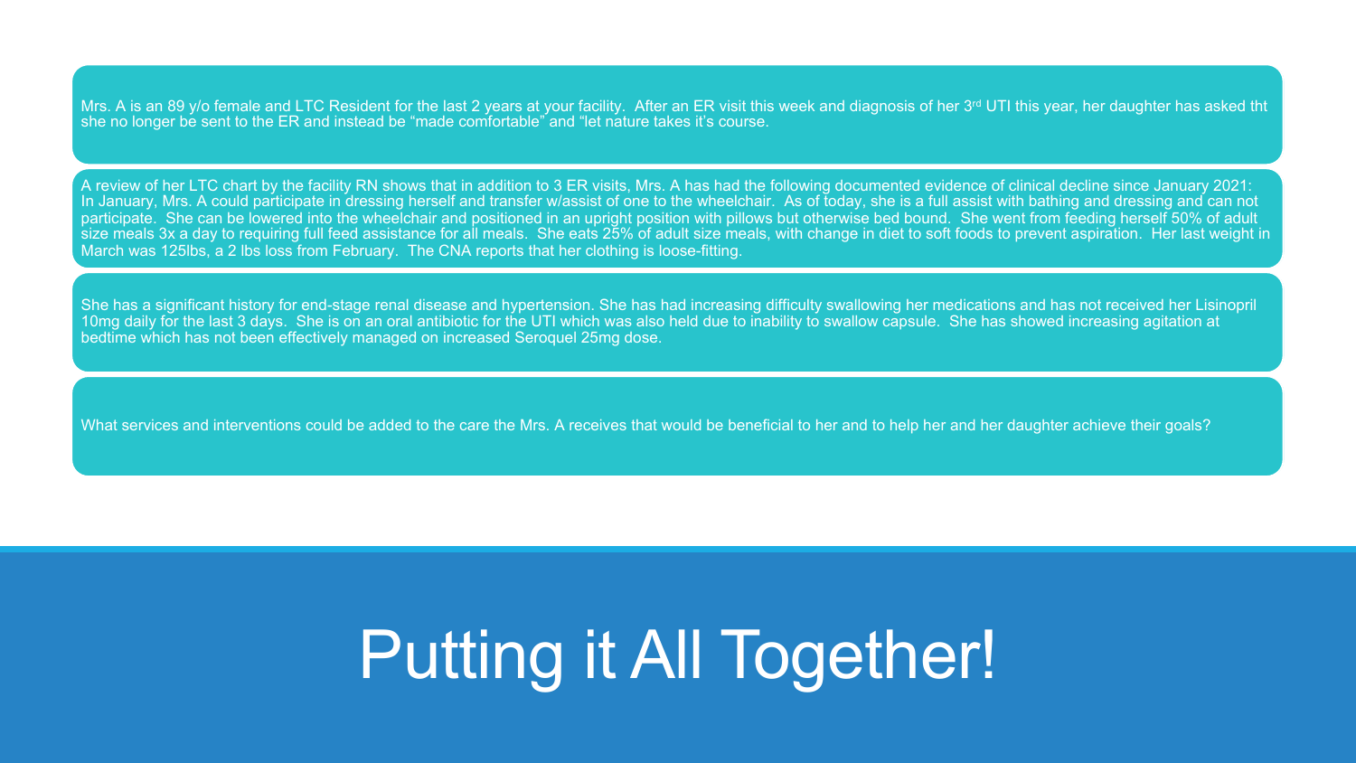Mrs. A is an 89 y/o female and LTC Resident for the last 2 years at your facility. After an ER visit this week and diagnosis of her 3rd UTI this year, her daughter has asked tht she no longer be sent to the ER and instead be "made comfortable" and "let nature takes it's course.

A review of her LTC chart by the facility RN shows that in addition to 3 ER visits, Mrs. A has had the following documented evidence of clinical decline since January 2021: In January, Mrs. A could participate in dressing herself and transfer w/assist of one to the wheelchair. As of today, she is a full assist with bathing and dressing and can not participate. She can be lowered into the wheelchair and positioned in an upright position with pillows but otherwise bed bound. She went from feeding herself 50% of adult size meals 3x a day to requiring full feed assistance for all meals. She eats 25% of adult size meals, with change in diet to soft foods to prevent aspiration. Her last weight in March was 125lbs, a 2 lbs loss from February. The CNA reports that her clothing is loose-fitting.

She has a significant history for end-stage renal disease and hypertension. She has had increasing difficulty swallowing her medications and has not received her Lisinopril 10mg daily for the last 3 days. She is on an oral antibiotic for the UTI which was also held due to inability to swallow capsule. She has showed increasing agitation at bedtime which has not been effectively managed on increased Seroquel 25mg dose.

What services and interventions could be added to the care the Mrs. A receives that would be beneficial to her and to help her and her daughter achieve their goals?

# Putting it All Together!